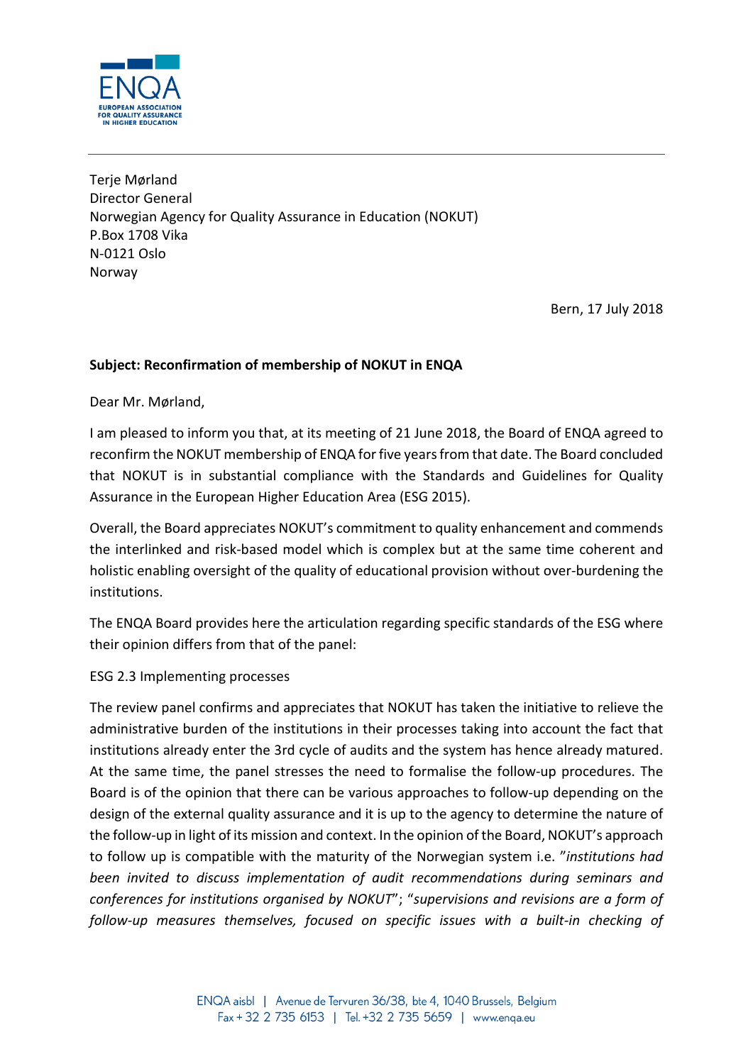Terje Mørland
Director General
Norwegian Agency for Quality Assurance in Education (NOKUT)
P.Box 1708 Vika
N-0121 Oslo
Norway

Bern, 17 July 2018

**Subject: Reconfirmation of membership of NOKUT in ENQA**

Dear Mr. Mørland,

I am pleased to inform you that, at its meeting of 21 June 2018, the Board of ENQA agreed to reconfirm the NOKUT membership of ENQA for five years from that date. The Board concluded that NOKUT is in substantial compliance with the Standards and Guidelines for Quality Assurance in the European Higher Education Area (ESG 2015).

Overall, the Board appreciates NOKUT's commitment to quality enhancement and commends the interlinked and risk-based model which is complex but at the same time coherent and holistic enabling oversight of the quality of educational provision without over-burdening the institutions.

The ENQA Board provides here the articulation regarding specific standards of the ESG where their opinion differs from that of the panel:

ESG 2.3 Implementing processes

The review panel confirms and appreciates that NOKUT has taken the initiative to relieve the administrative burden of the institutions in their processes taking into account the fact that institutions already enter the 3rd cycle of audits and the system has hence already matured. At the same time, the panel stresses the need to formalise the follow-up procedures. The Board is of the opinion that there can be various approaches to follow-up depending on the design of the external quality assurance and it is up to the agency to determine the nature of the follow-up in light of its mission and context. In the opinion of the Board, NOKUT's approach to follow up is compatible with the maturity of the Norwegian system i.e. "*institutions had been invited to discuss implementation of audit recommendations during seminars and conferences for institutions organised by NOKUT*"; "*supervisions and revisions are a form of follow-up measures themselves, focused on specific issues with a built-in checking of*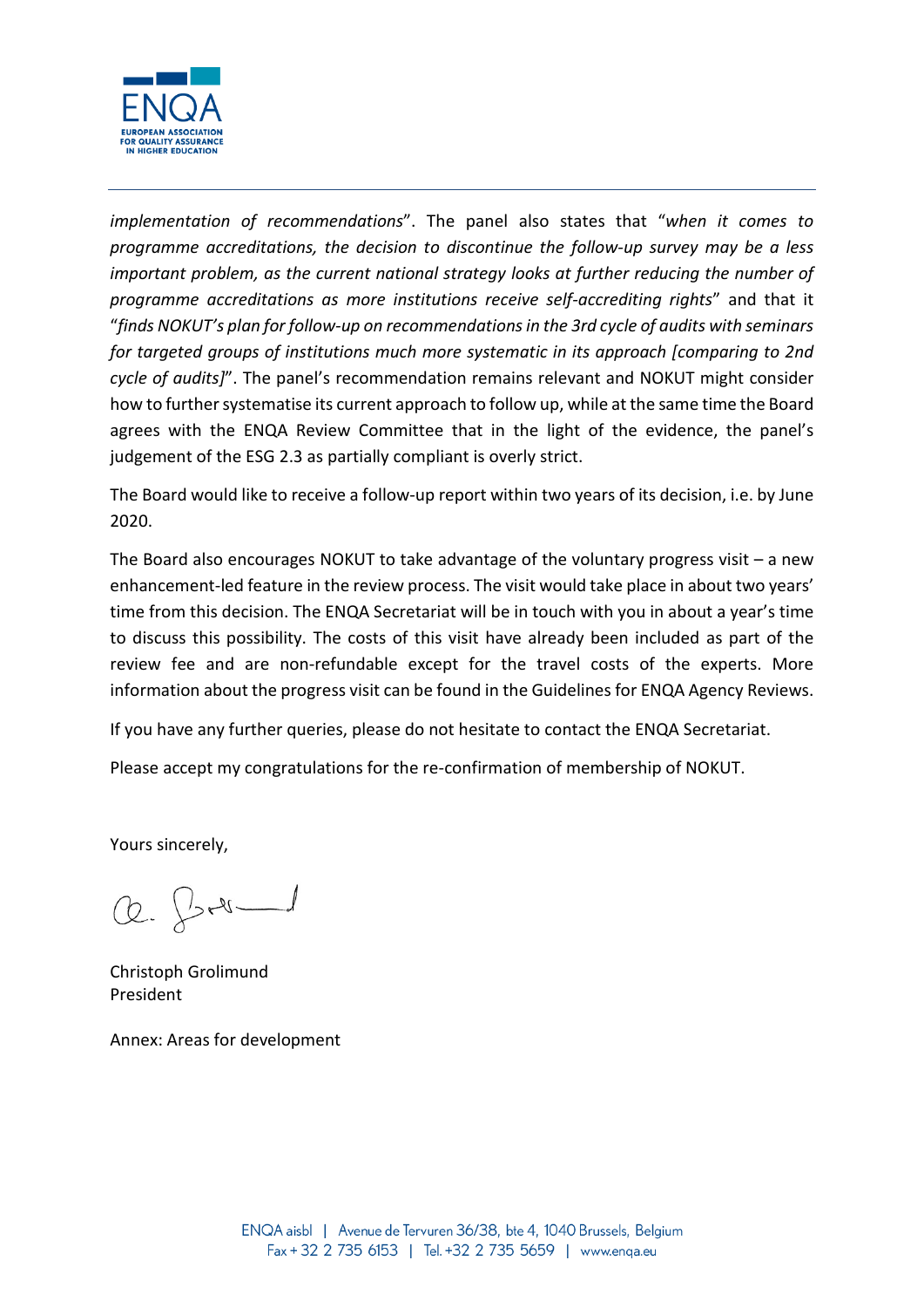*implementation of recommendations*". The panel also states that "*when it comes to programme accreditations, the decision to discontinue the follow-up survey may be a less important problem, as the current national strategy looks at further reducing the number of programme accreditations as more institutions receive self-accrediting rights*" and that it "*finds NOKUT's plan for follow-up on recommendations in the 3rd cycle of audits with seminars for targeted groups of institutions much more systematic in its approach [comparing to 2nd cycle of audits]*". The panel's recommendation remains relevant and NOKUT might consider how to further systematise its current approach to follow up, while at the same time the Board agrees with the ENQA Review Committee that in the light of the evidence, the panel's judgement of the ESG 2.3 as partially compliant is overly strict.

The Board would like to receive a follow-up report within two years of its decision, i.e. by June 2020.

The Board also encourages NOKUT to take advantage of the voluntary progress visit – a new enhancement-led feature in the review process. The visit would take place in about two years' time from this decision. The ENQA Secretariat will be in touch with you in about a year's time to discuss this possibility. The costs of this visit have already been included as part of the review fee and are non-refundable except for the travel costs of the experts. More information about the progress visit can be found in the Guidelines for ENQA Agency Reviews.

If you have any further queries, please do not hesitate to contact the ENQA Secretariat.

Please accept my congratulations for the re-confirmation of membership of NOKUT.

Yours sincerely,

Christoph Grolimund
President

Annex: Areas for development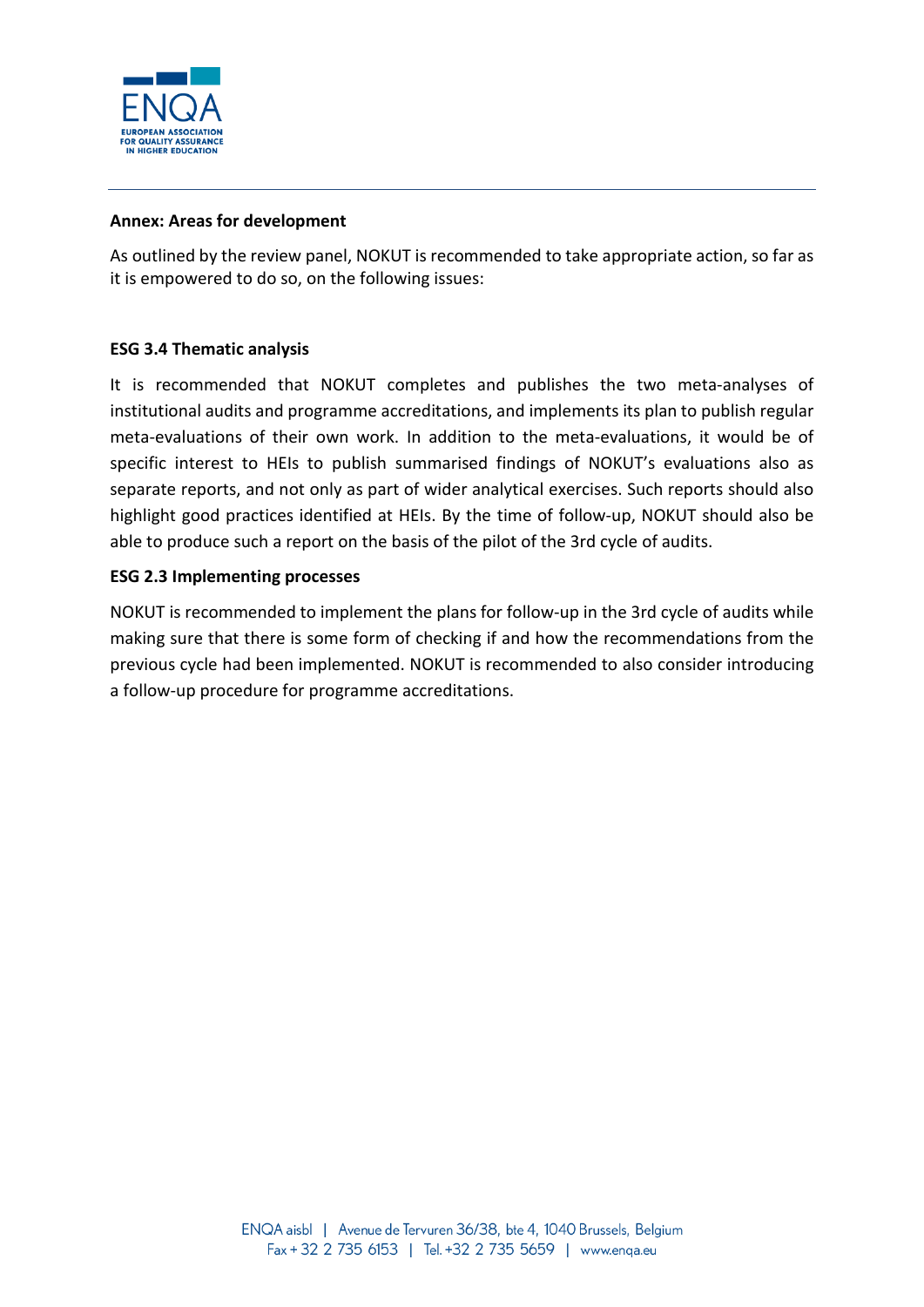**Annex: Areas for development**

As outlined by the review panel, NOKUT is recommended to take appropriate action, so far as it is empowered to do so, on the following issues:

**ESG 3.4 Thematic analysis**

It is recommended that NOKUT completes and publishes the two meta-analyses of institutional audits and programme accreditations, and implements its plan to publish regular meta-evaluations of their own work. In addition to the meta-evaluations, it would be of specific interest to HEIs to publish summarised findings of NOKUT's evaluations also as separate reports, and not only as part of wider analytical exercises. Such reports should also highlight good practices identified at HEIs. By the time of follow-up, NOKUT should also be able to produce such a report on the basis of the pilot of the 3rd cycle of audits.

**ESG 2.3 Implementing processes**

NOKUT is recommended to implement the plans for follow-up in the 3rd cycle of audits while making sure that there is some form of checking if and how the recommendations from the previous cycle had been implemented. NOKUT is recommended to also consider introducing a follow-up procedure for programme accreditations.